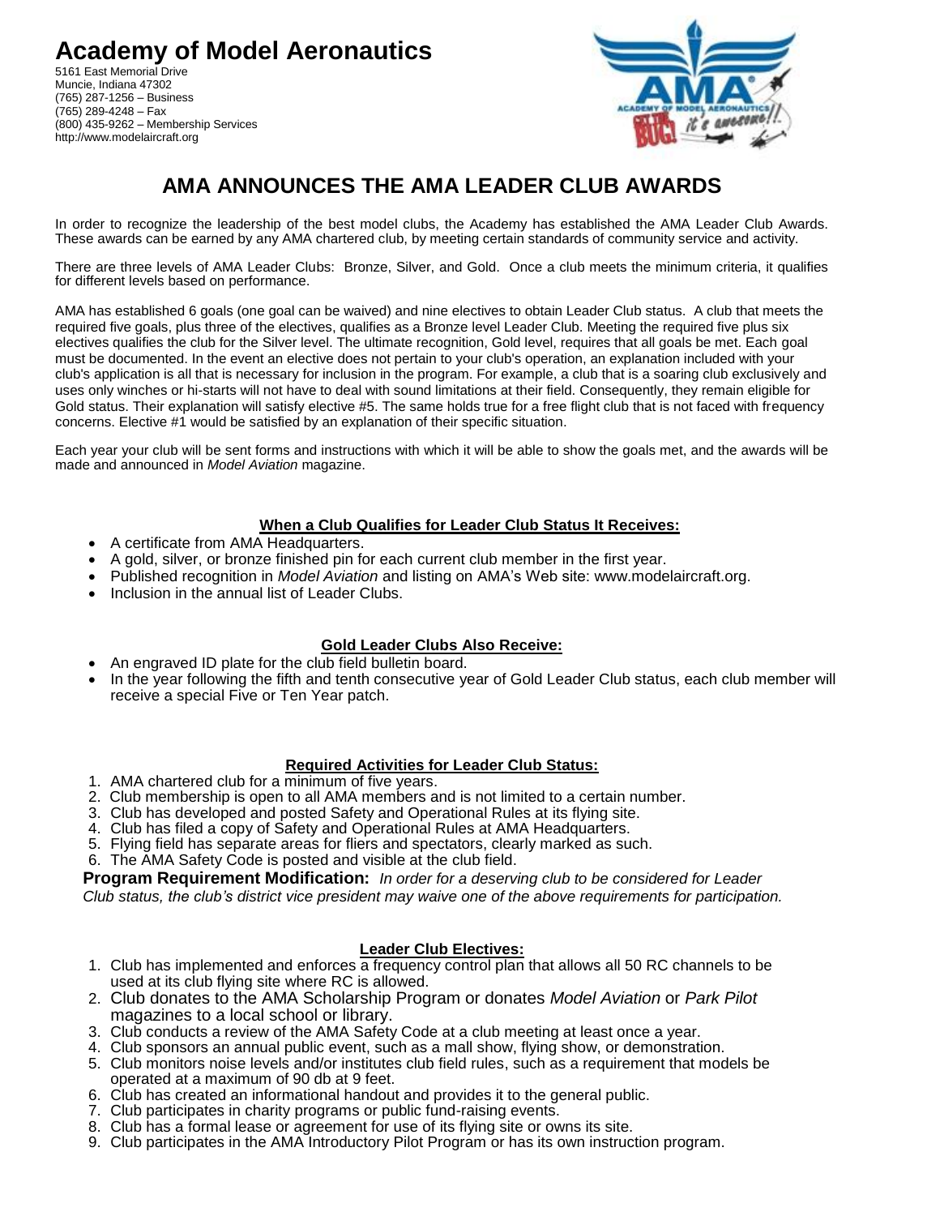# Academy of Model Aeronautics

5161 East Memorial Drive
Muncie, Indiana 47302
(765) 287-1256 – Business
(765) 289-4248 – Fax
(800) 435-9262 – Membership Services
http://www.modelaircraft.org

## AMA ANNOUNCES THE AMA LEADER CLUB AWARDS

In order to recognize the leadership of the best model clubs, the Academy has established the AMA Leader Club Awards. These awards can be earned by any AMA chartered club, by meeting certain standards of community service and activity.

There are three levels of AMA Leader Clubs: Bronze, Silver, and Gold. Once a club meets the minimum criteria, it qualifies for different levels based on performance.

AMA has established 6 goals (one goal can be waived) and nine electives to obtain Leader Club status. A club that meets the required five goals, plus three of the electives, qualifies as a Bronze level Leader Club. Meeting the required five plus six electives qualifies the club for the Silver level. The ultimate recognition, Gold level, requires that all goals be met. Each goal must be documented. In the event an elective does not pertain to your club's operation, an explanation included with your club's application is all that is necessary for inclusion in the program. For example, a club that is a soaring club exclusively and uses only winches or hi-starts will not have to deal with sound limitations at their field. Consequently, they remain eligible for Gold status. Their explanation will satisfy elective #5. The same holds true for a free flight club that is not faced with frequency concerns. Elective #1 would be satisfied by an explanation of their specific situation.

Each year your club will be sent forms and instructions with which it will be able to show the goals met, and the awards will be made and announced in *Model Aviation* magazine.

### When a Club Qualifies for Leader Club Status It Receives:

- A certificate from AMA Headquarters.
- A gold, silver, or bronze finished pin for each current club member in the first year.
- Published recognition in *Model Aviation* and listing on AMA's Web site: www.modelaircraft.org.
- Inclusion in the annual list of Leader Clubs.

### Gold Leader Clubs Also Receive:

- An engraved ID plate for the club field bulletin board.
- In the year following the fifth and tenth consecutive year of Gold Leader Club status, each club member will receive a special Five or Ten Year patch.

### Required Activities for Leader Club Status:

1. AMA chartered club for a minimum of five years.
2. Club membership is open to all AMA members and is not limited to a certain number.
3. Club has developed and posted Safety and Operational Rules at its flying site.
4. Club has filed a copy of Safety and Operational Rules at AMA Headquarters.
5. Flying field has separate areas for fliers and spectators, clearly marked as such.
6. The AMA Safety Code is posted and visible at the club field.

**Program Requirement Modification:** *In order for a deserving club to be considered for Leader Club status, the club's district vice president may waive one of the above requirements for participation.*

### Leader Club Electives:

1. Club has implemented and enforces a frequency control plan that allows all 50 RC channels to be used at its club flying site where RC is allowed.
2. Club donates to the AMA Scholarship Program or donates *Model Aviation* or *Park Pilot* magazines to a local school or library.
3. Club conducts a review of the AMA Safety Code at a club meeting at least once a year.
4. Club sponsors an annual public event, such as a mall show, flying show, or demonstration.
5. Club monitors noise levels and/or institutes club field rules, such as a requirement that models be operated at a maximum of 90 db at 9 feet.
6. Club has created an informational handout and provides it to the general public.
7. Club participates in charity programs or public fund-raising events.
8. Club has a formal lease or agreement for use of its flying site or owns its site.
9. Club participates in the AMA Introductory Pilot Program or has its own instruction program.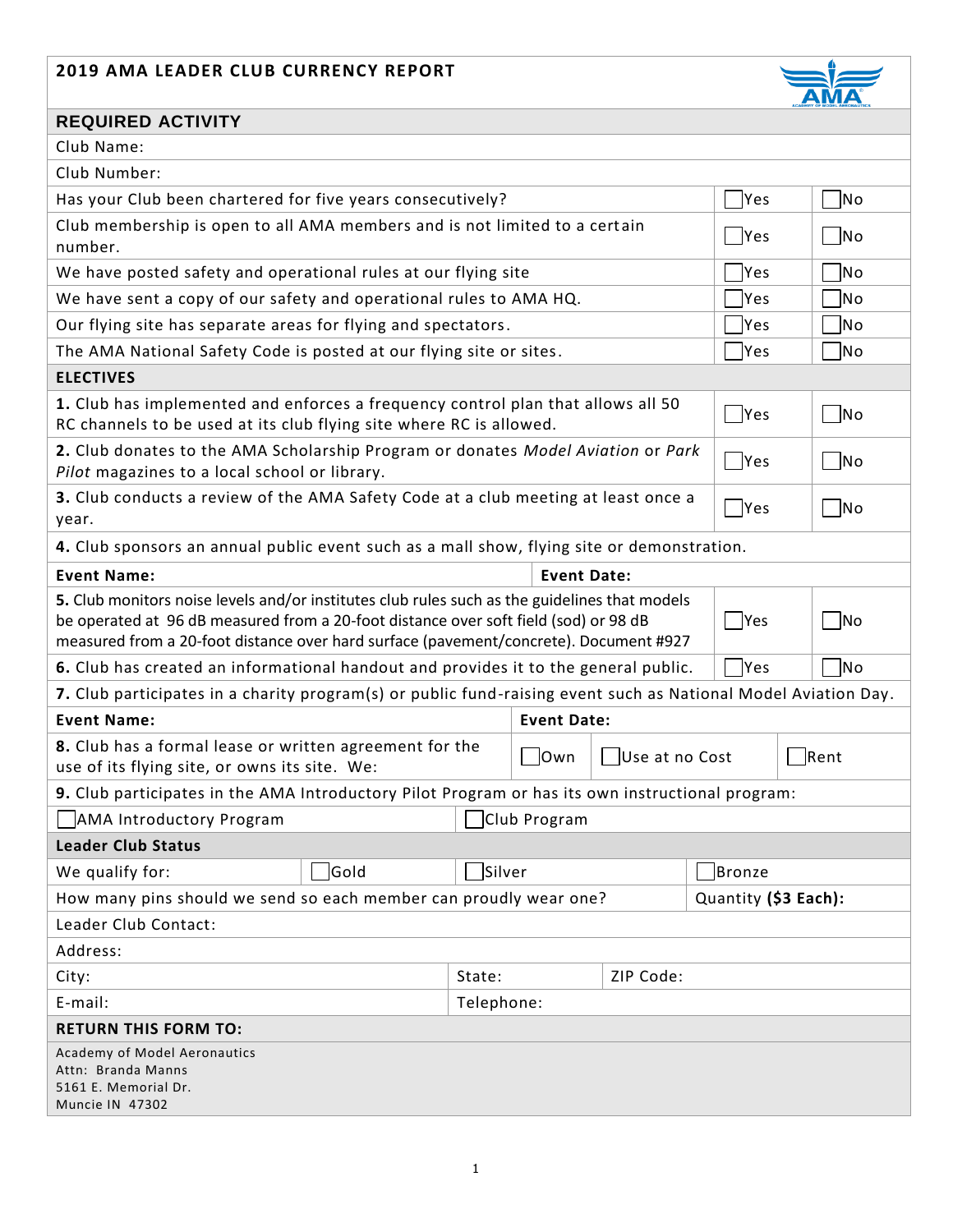# 2019 AMA LEADER CLUB CURRENCY REPORT

## REQUIRED ACTIVITY

Club Name:

Club Number:

| | | |
|---|---|---|
| Has your Club been chartered for five years consecutively? | ☐ Yes | ☐ No |
| Club membership is open to all AMA members and is not limited to a certain number. | ☐ Yes | ☐ No |
| We have posted safety and operational rules at our flying site | ☐ Yes | ☐ No |
| We have sent a copy of our safety and operational rules to AMA HQ. | ☐ Yes | ☐ No |
| Our flying site has separate areas for flying and spectators. | ☐ Yes | ☐ No |
| The AMA National Safety Code is posted at our flying site or sites. | ☐ Yes | ☐ No |

## ELECTIVES

| | | |
|---|---|---|
| **1.** Club has implemented and enforces a frequency control plan that allows all 50 RC channels to be used at its club flying site where RC is allowed. | ☐ Yes | ☐ No |
| **2.** Club donates to the AMA Scholarship Program or donates *Model Aviation* or *Park Pilot* magazines to a local school or library. | ☐ Yes | ☐ No |
| **3.** Club conducts a review of the AMA Safety Code at a club meeting at least once a year. | ☐ Yes | ☐ No |

**4.** Club sponsors an annual public event such as a mall show, flying site or demonstration.

**Event Name:** **Event Date:**

| | | |
|---|---|---|
| **5.** Club monitors noise levels and/or institutes club rules such as the guidelines that models be operated at 96 dB measured from a 20-foot distance over soft field (sod) or 98 dB measured from a 20-foot distance over hard surface (pavement/concrete). Document #927 | ☐ Yes | ☐ No |
| **6.** Club has created an informational handout and provides it to the general public. | ☐ Yes | ☐ No |

**7.** Club participates in a charity program(s) or public fund-raising event such as National Model Aviation Day.

**Event Name:** **Event Date:**

**8.** Club has a formal lease or written agreement for the use of its flying site, or owns its site. We: ☐ Own ☐ Use at no Cost ☐ Rent

**9.** Club participates in the AMA Introductory Pilot Program or has its own instructional program:

☐ AMA Introductory Program ☐ Club Program

## Leader Club Status

We qualify for: ☐ Gold ☐ Silver ☐ Bronze

How many pins should we send so each member can proudly wear one? Quantity **($3 Each):**

Leader Club Contact:

Address:

City: State: ZIP Code:

E-mail: Telephone:

## RETURN THIS FORM TO:

Academy of Model Aeronautics
Attn: Branda Manns
5161 E. Memorial Dr.
Muncie IN 47302